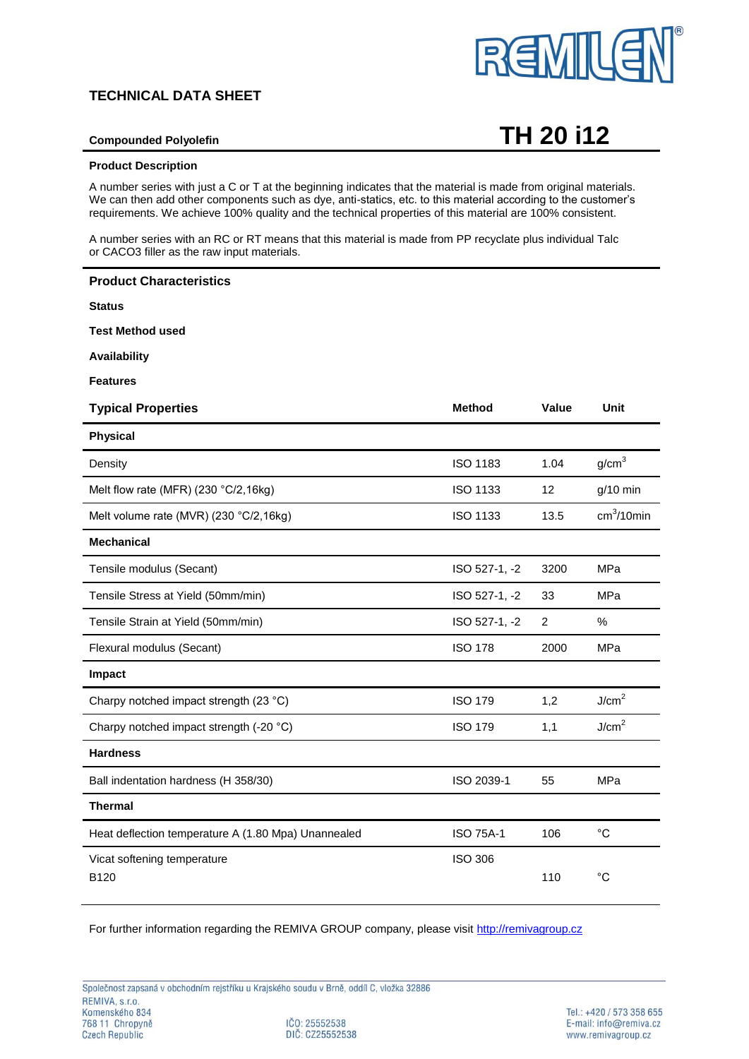REMILEN®

# TECHNICAL DATA SHEET

**Compounded Polyolefin**

# TH 20 i12

**Product Description**

A number series with just a C or T at the beginning indicates that the material is made from original materials. We can then add other components such as dye, anti-statics, etc. to this material according to the customer's requirements. We achieve 100% quality and the technical properties of this material are 100% consistent.

A number series with an RC or RT means that this material is made from PP recyclate plus individual Talc or CACO3 filler as the raw input materials.

## Product Characteristics

**Status**

**Test Method used**

**Availability**

**Features**

| Typical Properties | Method | Value | Unit |
|---|---|---|---|
| **Physical** | | | |
| Density | ISO 1183 | 1.04 | g/cm$^3$ |
| Melt flow rate (MFR) (230 °C/2,16kg) | ISO 1133 | 12 | g/10 min |
| Melt volume rate (MVR) (230 °C/2,16kg) | ISO 1133 | 13.5 | cm$^3$/10min |
| **Mechanical** | | | |
| Tensile modulus (Secant) | ISO 527-1, -2 | 3200 | MPa |
| Tensile Stress at Yield (50mm/min) | ISO 527-1, -2 | 33 | MPa |
| Tensile Strain at Yield (50mm/min) | ISO 527-1, -2 | 2 | % |
| Flexural modulus (Secant) | ISO 178 | 2000 | MPa |
| **Impact** | | | |
| Charpy notched impact strength (23 °C) | ISO 179 | 1,2 | J/cm$^2$ |
| Charpy notched impact strength (-20 °C) | ISO 179 | 1,1 | J/cm$^2$ |
| **Hardness** | | | |
| Ball indentation hardness (H 358/30) | ISO 2039-1 | 55 | MPa |
| **Thermal** | | | |
| Heat deflection temperature A (1.80 Mpa) Unannealed | ISO 75A-1 | 106 | °C |
| Vicat softening temperature B120 | ISO 306 | 110 | °C |

For further information regarding the REMIVA GROUP company, please visit http://remivagroup.cz

Společnost zapsaná v obchodním rejstříku u Krajského soudu v Brně, oddíl C, vložka 32886

REMIVA, s.r.o.
Komenského 834
768 11 Chropyně
Czech Republic

IČO: 25552538
DIČ: CZ25552538

Tel.: +420 / 573 358 655
E-mail: info@remiva.cz
www.remivagroup.cz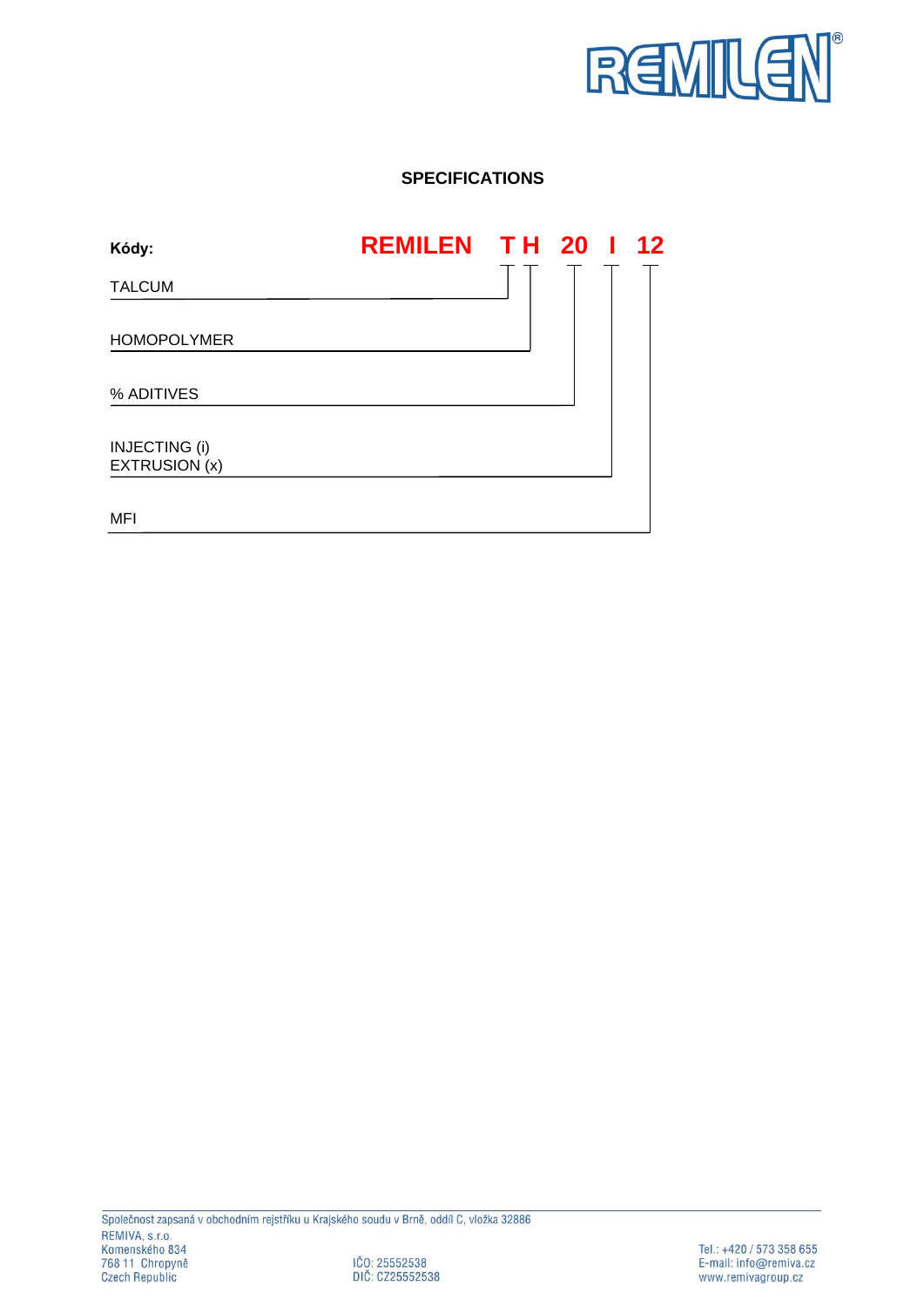## SPECIFICATIONS

**Kódy:** **REMILEN T H 20 I 12**

- TALCUM — T
- HOMOPOLYMER — H
- % ADITIVES — 20
- INJECTING (i) / EXTRUSION (x) — I
- MFI — 12

Společnost zapsaná v obchodním rejstříku u Krajského soudu v Brně, oddíl C, vložka 32886

REMIVA, s.r.o.
Komenského 834
768 11 Chropyně
Czech Republic

IČO: 25552538
DIČ: CZ25552538

Tel.: +420 / 573 358 655
E-mail: info@remiva.cz
www.remivagroup.cz